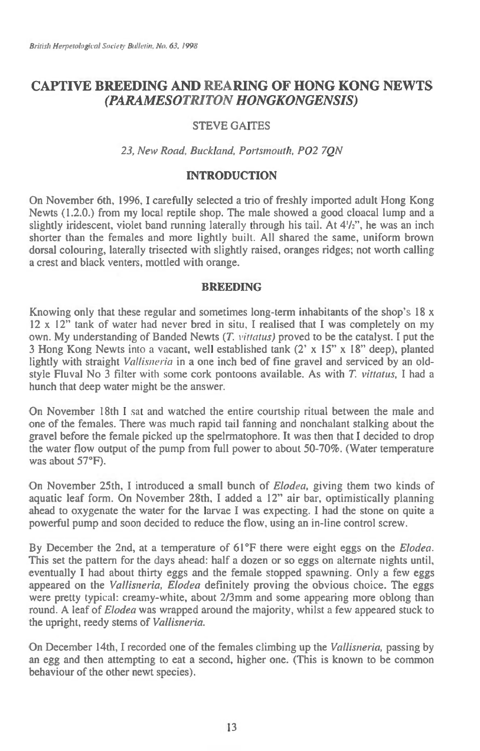# CAPTIVE BREEDING AND REARING OF HONG KONG NEWTS *(PARAMESOTRITON HONGKONGENSIS)*

STEVE GAITES

*23, New Road, Buckland, Portsmouth, PO2 7QN*

## INTRODUCTION

On November 6th, 1996, I carefully selected a trio of freshly imported adult Hong Kong Newts (1.2.0.) from my local reptile shop. The male showed a good cloacal lump and a slightly iridescent, violet band running laterally through his tail. At 4½", he was an inch shorter than the females and more lightly built. All shared the same, uniform brown dorsal colouring, laterally trisected with slightly raised, oranges ridges; not worth calling a crest and black venters, mottled with orange.

## BREEDING

Knowing only that these regular and sometimes long-term inhabitants of the shop's 18 x 12 x 12" tank of water had never bred in situ, I realised that I was completely on my own. My understanding of Banded Newts (*T. vittatus)* proved to be the catalyst. I put the 3 Hong Kong Newts into a vacant, well established tank (2' x 15" x 18" deep), planted lightly with straight *Vallisneria* in a one inch bed of fine gravel and serviced by an old-style Fluval No 3 filter with some cork pontoons available. As with *T. vittatus*, I had a hunch that deep water might be the answer.

On November 18th I sat and watched the entire courtship ritual between the male and one of the females. There was much rapid tail fanning and nonchalant stalking about the gravel before the female picked up the spelrmatophore. It was then that I decided to drop the water flow output of the pump from full power to about 50-70%. (Water temperature was about 57°F).

On November 25th, I introduced a small bunch of *Elodea*, giving them two kinds of aquatic leaf form. On November 28th, I added a 12" air bar, optimistically planning ahead to oxygenate the water for the larvae I was expecting. I had the stone on quite a powerful pump and soon decided to reduce the flow, using an in-line control screw.

By December the 2nd, at a temperature of 61°F there were eight eggs on the *Elodea*. This set the pattern for the days ahead: half a dozen or so eggs on alternate nights until, eventually I had about thirty eggs and the female stopped spawning. Only a few eggs appeared on the *Vallisneria*, *Elodea* definitely proving the obvious choice. The eggs were pretty typical: creamy-white, about 2/3mm and some appearing more oblong than round. A leaf of *Elodea* was wrapped around the majority, whilst a few appeared stuck to the upright, reedy stems of *Vallisneria*.

On December 14th, I recorded one of the females climbing up the *Vallisneria*, passing by an egg and then attempting to eat a second, higher one. (This is known to be common behaviour of the other newt species).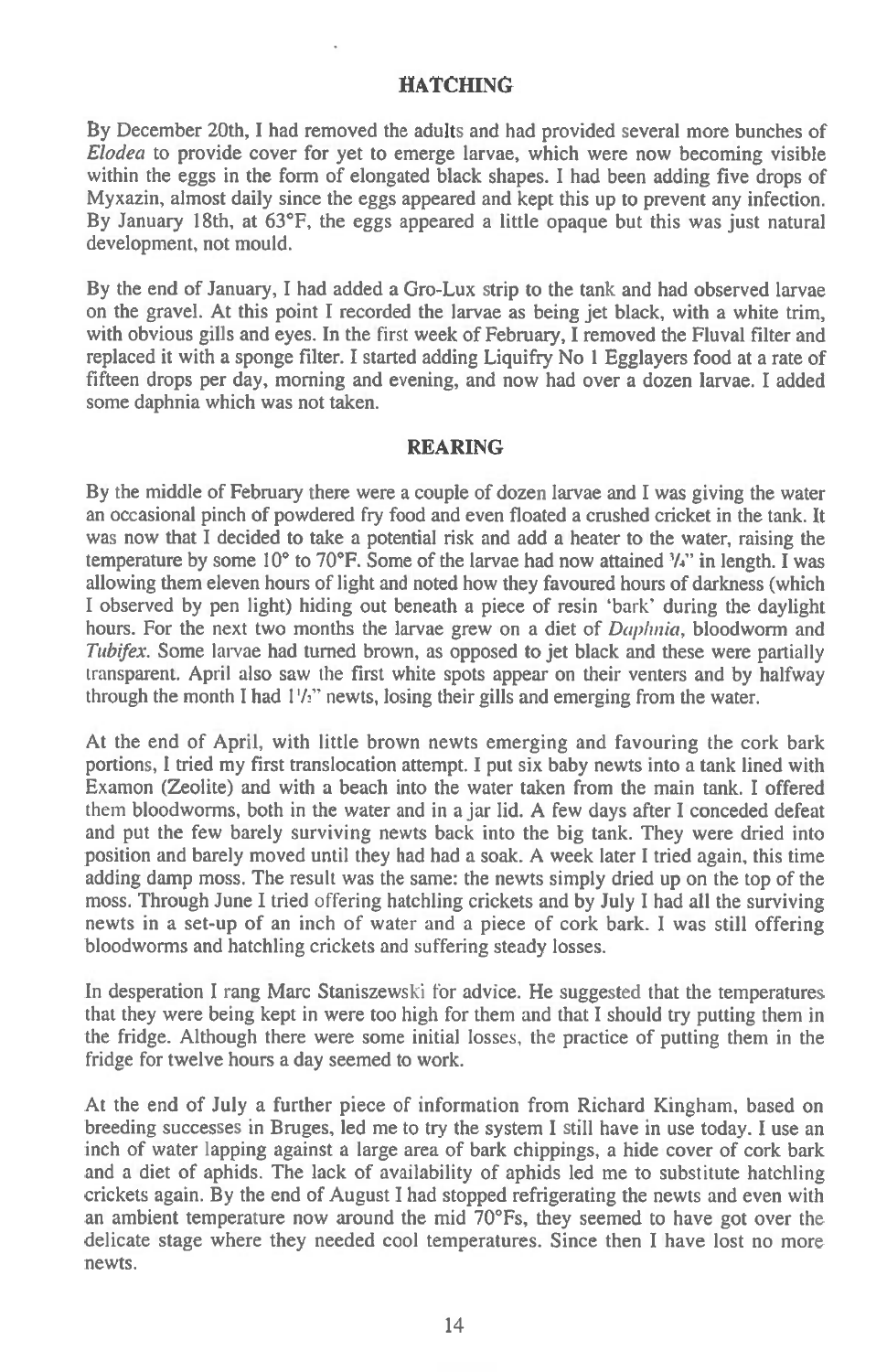## HATCHING

By December 20th, I had removed the adults and had provided several more bunches of *Elodea* to provide cover for yet to emerge larvae, which were now becoming visible within the eggs in the form of elongated black shapes. I had been adding five drops of Myxazin, almost daily since the eggs appeared and kept this up to prevent any infection. By January 18th, at 63°F, the eggs appeared a little opaque but this was just natural development, not mould.

By the end of January, I had added a Gro-Lux strip to the tank and had observed larvae on the gravel. At this point I recorded the larvae as being jet black, with a white trim, with obvious gills and eyes. In the first week of February, I removed the Fluval filter and replaced it with a sponge filter. I started adding Liquifry No 1 Egglayers food at a rate of fifteen drops per day, morning and evening, and now had over a dozen larvae. I added some daphnia which was not taken.

## REARING

By the middle of February there were a couple of dozen larvae and I was giving the water an occasional pinch of powdered fry food and even floated a crushed cricket in the tank. It was now that I decided to take a potential risk and add a heater to the water, raising the temperature by some 10° to 70°F. Some of the larvae had now attained ¾" in length. I was allowing them eleven hours of light and noted how they favoured hours of darkness (which I observed by pen light) hiding out beneath a piece of resin 'bark' during the daylight hours. For the next two months the larvae grew on a diet of *Daphnia*, bloodworm and *Tubifex*. Some larvae had turned brown, as opposed to jet black and these were partially transparent. April also saw the first white spots appear on their venters and by halfway through the month I had 1½" newts, losing their gills and emerging from the water.

At the end of April, with little brown newts emerging and favouring the cork bark portions, I tried my first translocation attempt. I put six baby newts into a tank lined with Examon (Zeolite) and with a beach into the water taken from the main tank. I offered them bloodworms, both in the water and in a jar lid. A few days after I conceded defeat and put the few barely surviving newts back into the big tank. They were dried into position and barely moved until they had had a soak. A week later I tried again, this time adding damp moss. The result was the same: the newts simply dried up on the top of the moss. Through June I tried offering hatchling crickets and by July I had all the surviving newts in a set-up of an inch of water and a piece of cork bark. I was still offering bloodworms and hatchling crickets and suffering steady losses.

In desperation I rang Marc Staniszewski for advice. He suggested that the temperatures that they were being kept in were too high for them and that I should try putting them in the fridge. Although there were some initial losses, the practice of putting them in the fridge for twelve hours a day seemed to work.

At the end of July a further piece of information from Richard Kingham, based on breeding successes in Bruges, led me to try the system I still have in use today. I use an inch of water lapping against a large area of bark chippings, a hide cover of cork bark and a diet of aphids. The lack of availability of aphids led me to substitute hatchling crickets again. By the end of August I had stopped refrigerating the newts and even with an ambient temperature now around the mid 70°Fs, they seemed to have got over the delicate stage where they needed cool temperatures. Since then I have lost no more newts.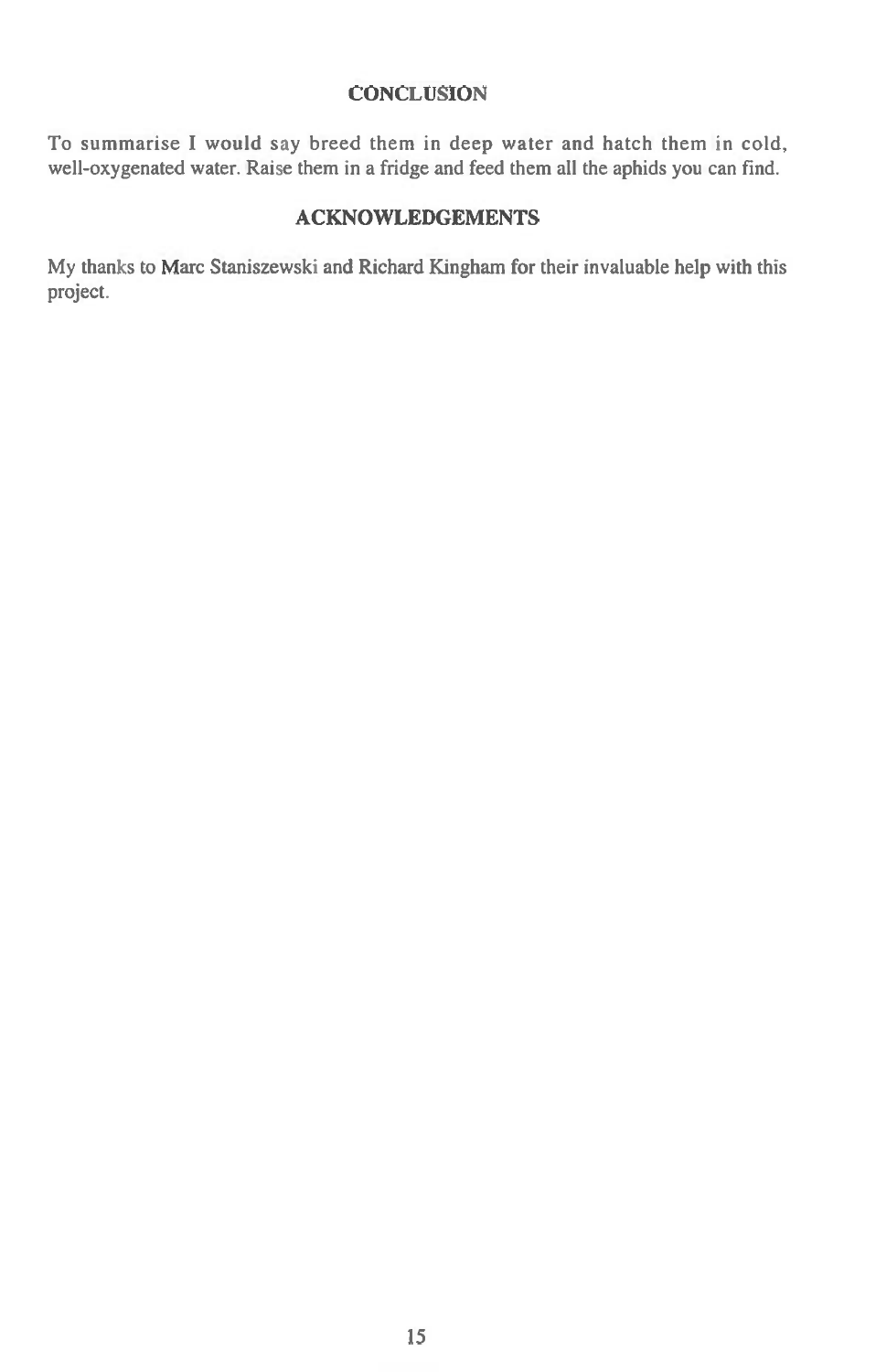## CONCLUSION

To summarise I would say breed them in deep water and hatch them in cold, well-oxygenated water. Raise them in a fridge and feed them all the aphids you can find.

## ACKNOWLEDGEMENTS

My thanks to Marc Staniszewski and Richard Kingham for their invaluable help with this project.